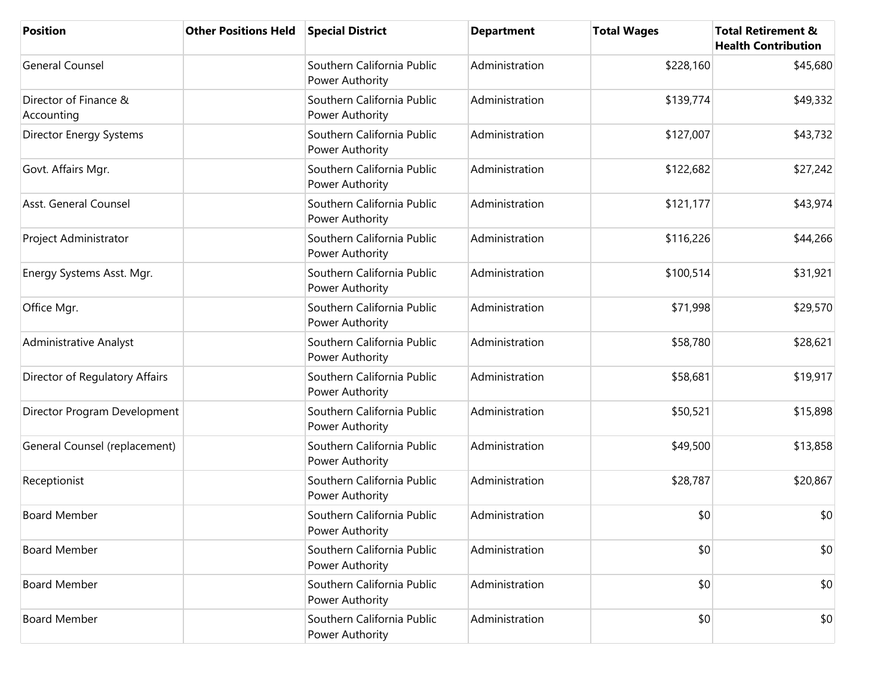| Position | Other Positions Held | Special District | Department | Total Wages | Total Retirement & Health Contribution |
|---|---|---|---|---|---|
| General Counsel | | Southern California Public Power Authority | Administration | $228,160 | $45,680 |
| Director of Finance & Accounting | | Southern California Public Power Authority | Administration | $139,774 | $49,332 |
| Director Energy Systems | | Southern California Public Power Authority | Administration | $127,007 | $43,732 |
| Govt. Affairs Mgr. | | Southern California Public Power Authority | Administration | $122,682 | $27,242 |
| Asst. General Counsel | | Southern California Public Power Authority | Administration | $121,177 | $43,974 |
| Project Administrator | | Southern California Public Power Authority | Administration | $116,226 | $44,266 |
| Energy Systems Asst. Mgr. | | Southern California Public Power Authority | Administration | $100,514 | $31,921 |
| Office Mgr. | | Southern California Public Power Authority | Administration | $71,998 | $29,570 |
| Administrative Analyst | | Southern California Public Power Authority | Administration | $58,780 | $28,621 |
| Director of Regulatory Affairs | | Southern California Public Power Authority | Administration | $58,681 | $19,917 |
| Director Program Development | | Southern California Public Power Authority | Administration | $50,521 | $15,898 |
| General Counsel (replacement) | | Southern California Public Power Authority | Administration | $49,500 | $13,858 |
| Receptionist | | Southern California Public Power Authority | Administration | $28,787 | $20,867 |
| Board Member | | Southern California Public Power Authority | Administration | $0 | $0 |
| Board Member | | Southern California Public Power Authority | Administration | $0 | $0 |
| Board Member | | Southern California Public Power Authority | Administration | $0 | $0 |
| Board Member | | Southern California Public Power Authority | Administration | $0 | $0 |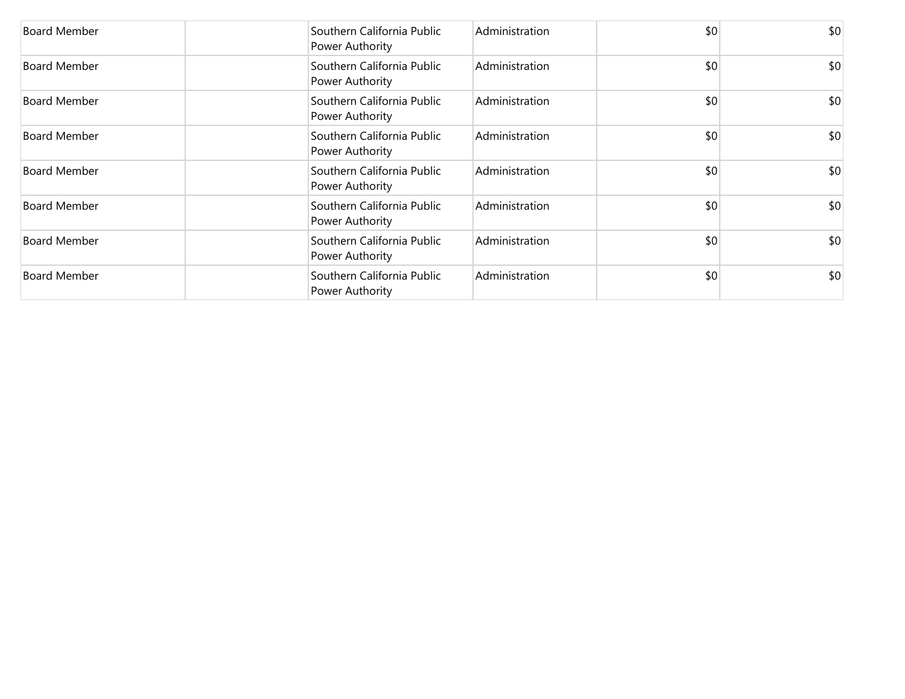| | | | | | |
|---|---|---|---|---|---|
| Board Member | | Southern California Public Power Authority | Administration | $0 | $0 |
| Board Member | | Southern California Public Power Authority | Administration | $0 | $0 |
| Board Member | | Southern California Public Power Authority | Administration | $0 | $0 |
| Board Member | | Southern California Public Power Authority | Administration | $0 | $0 |
| Board Member | | Southern California Public Power Authority | Administration | $0 | $0 |
| Board Member | | Southern California Public Power Authority | Administration | $0 | $0 |
| Board Member | | Southern California Public Power Authority | Administration | $0 | $0 |
| Board Member | | Southern California Public Power Authority | Administration | $0 | $0 |